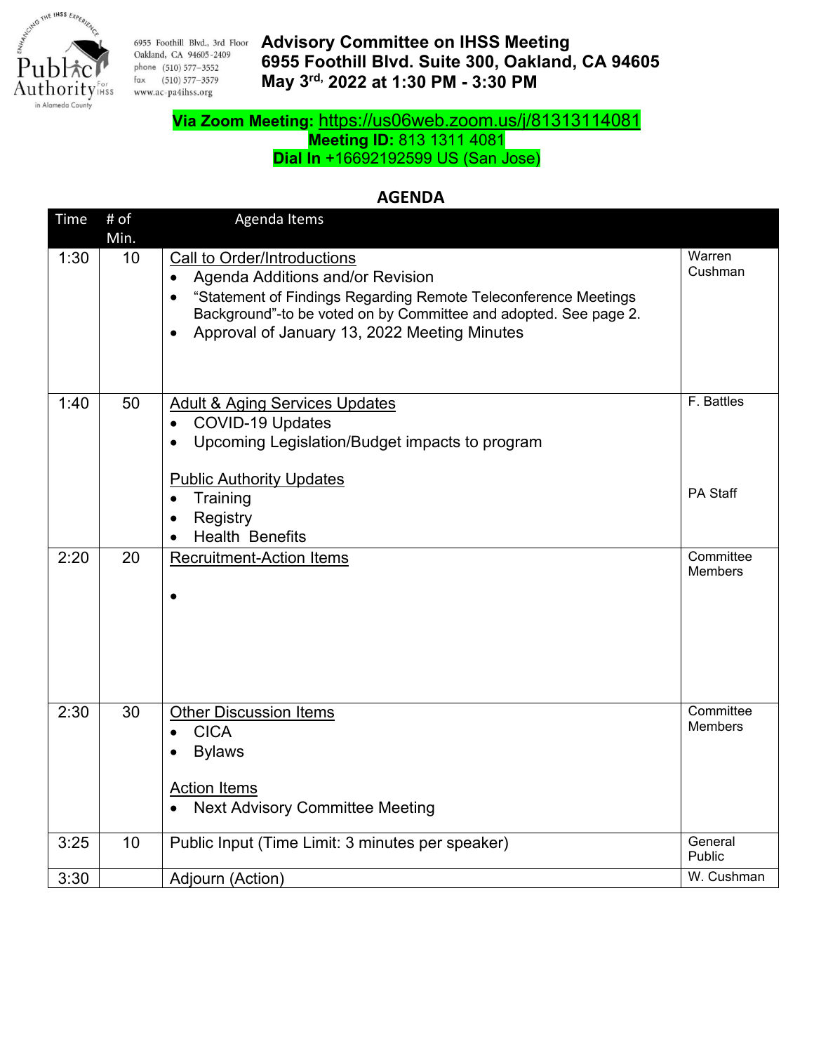Public Authority for IHSS in Alameda County — Enhancing the IHSS Experience

6955 Foothill Blvd., 3rd Floor
Oakland, CA 94605-2409
phone (510) 577-3552
fax (510) 577-3579
www.ac-pa4ihss.org

# Advisory Committee on IHSS Meeting
# 6955 Foothill Blvd. Suite 300, Oakland, CA 94605
# May 3rd, 2022 at 1:30 PM - 3:30 PM

**Via Zoom Meeting:** https://us06web.zoom.us/j/81313114081
**Meeting ID:** 813 1311 4081
**Dial In** +16692192599 US (San Jose)

## AGENDA

| Time | # of Min. | Agenda Items | |
|---|---|---|---|
| 1:30 | 10 | Call to Order/Introductions<br>• Agenda Additions and/or Revision<br>• "Statement of Findings Regarding Remote Teleconference Meetings Background"-to be voted on by Committee and adopted. See page 2.<br>• Approval of January 13, 2022 Meeting Minutes | Warren Cushman |
| 1:40 | 50 | Adult & Aging Services Updates<br>• COVID-19 Updates<br>• Upcoming Legislation/Budget impacts to program<br><br>Public Authority Updates<br>• Training<br>• Registry<br>• Health Benefits | F. Battles<br><br><br><br>PA Staff |
| 2:20 | 20 | Recruitment-Action Items<br>• | Committee Members |
| 2:30 | 30 | Other Discussion Items<br>• CICA<br>• Bylaws<br><br>Action Items<br>• Next Advisory Committee Meeting | Committee Members |
| 3:25 | 10 | Public Input (Time Limit: 3 minutes per speaker) | General Public |
| 3:30 | | Adjourn (Action) | W. Cushman |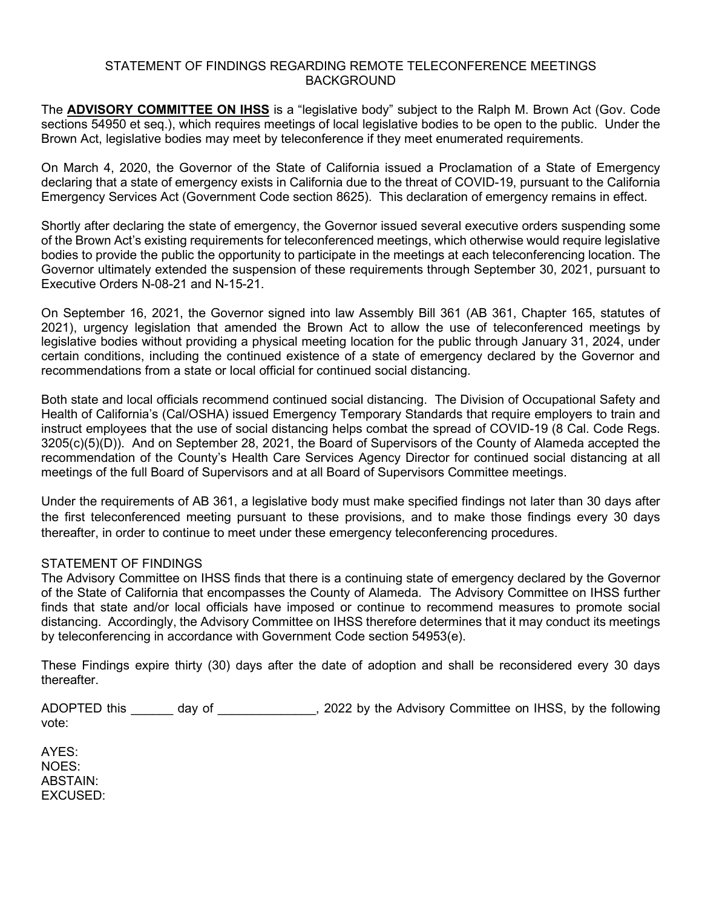# STATEMENT OF FINDINGS REGARDING REMOTE TELECONFERENCE MEETINGS
## BACKGROUND

The **ADVISORY COMMITTEE ON IHSS** is a "legislative body" subject to the Ralph M. Brown Act (Gov. Code sections 54950 et seq.), which requires meetings of local legislative bodies to be open to the public. Under the Brown Act, legislative bodies may meet by teleconference if they meet enumerated requirements.

On March 4, 2020, the Governor of the State of California issued a Proclamation of a State of Emergency declaring that a state of emergency exists in California due to the threat of COVID-19, pursuant to the California Emergency Services Act (Government Code section 8625). This declaration of emergency remains in effect.

Shortly after declaring the state of emergency, the Governor issued several executive orders suspending some of the Brown Act's existing requirements for teleconferenced meetings, which otherwise would require legislative bodies to provide the public the opportunity to participate in the meetings at each teleconferencing location. The Governor ultimately extended the suspension of these requirements through September 30, 2021, pursuant to Executive Orders N-08-21 and N-15-21.

On September 16, 2021, the Governor signed into law Assembly Bill 361 (AB 361, Chapter 165, statutes of 2021), urgency legislation that amended the Brown Act to allow the use of teleconferenced meetings by legislative bodies without providing a physical meeting location for the public through January 31, 2024, under certain conditions, including the continued existence of a state of emergency declared by the Governor and recommendations from a state or local official for continued social distancing.

Both state and local officials recommend continued social distancing. The Division of Occupational Safety and Health of California's (Cal/OSHA) issued Emergency Temporary Standards that require employers to train and instruct employees that the use of social distancing helps combat the spread of COVID-19 (8 Cal. Code Regs. 3205(c)(5)(D)). And on September 28, 2021, the Board of Supervisors of the County of Alameda accepted the recommendation of the County's Health Care Services Agency Director for continued social distancing at all meetings of the full Board of Supervisors and at all Board of Supervisors Committee meetings.

Under the requirements of AB 361, a legislative body must make specified findings not later than 30 days after the first teleconferenced meeting pursuant to these provisions, and to make those findings every 30 days thereafter, in order to continue to meet under these emergency teleconferencing procedures.

## STATEMENT OF FINDINGS

The Advisory Committee on IHSS finds that there is a continuing state of emergency declared by the Governor of the State of California that encompasses the County of Alameda. The Advisory Committee on IHSS further finds that state and/or local officials have imposed or continue to recommend measures to promote social distancing. Accordingly, the Advisory Committee on IHSS therefore determines that it may conduct its meetings by teleconferencing in accordance with Government Code section 54953(e).

These Findings expire thirty (30) days after the date of adoption and shall be reconsidered every 30 days thereafter.

ADOPTED this ______ day of ______________, 2022 by the Advisory Committee on IHSS, by the following vote:

AYES:
NOES:
ABSTAIN:
EXCUSED: